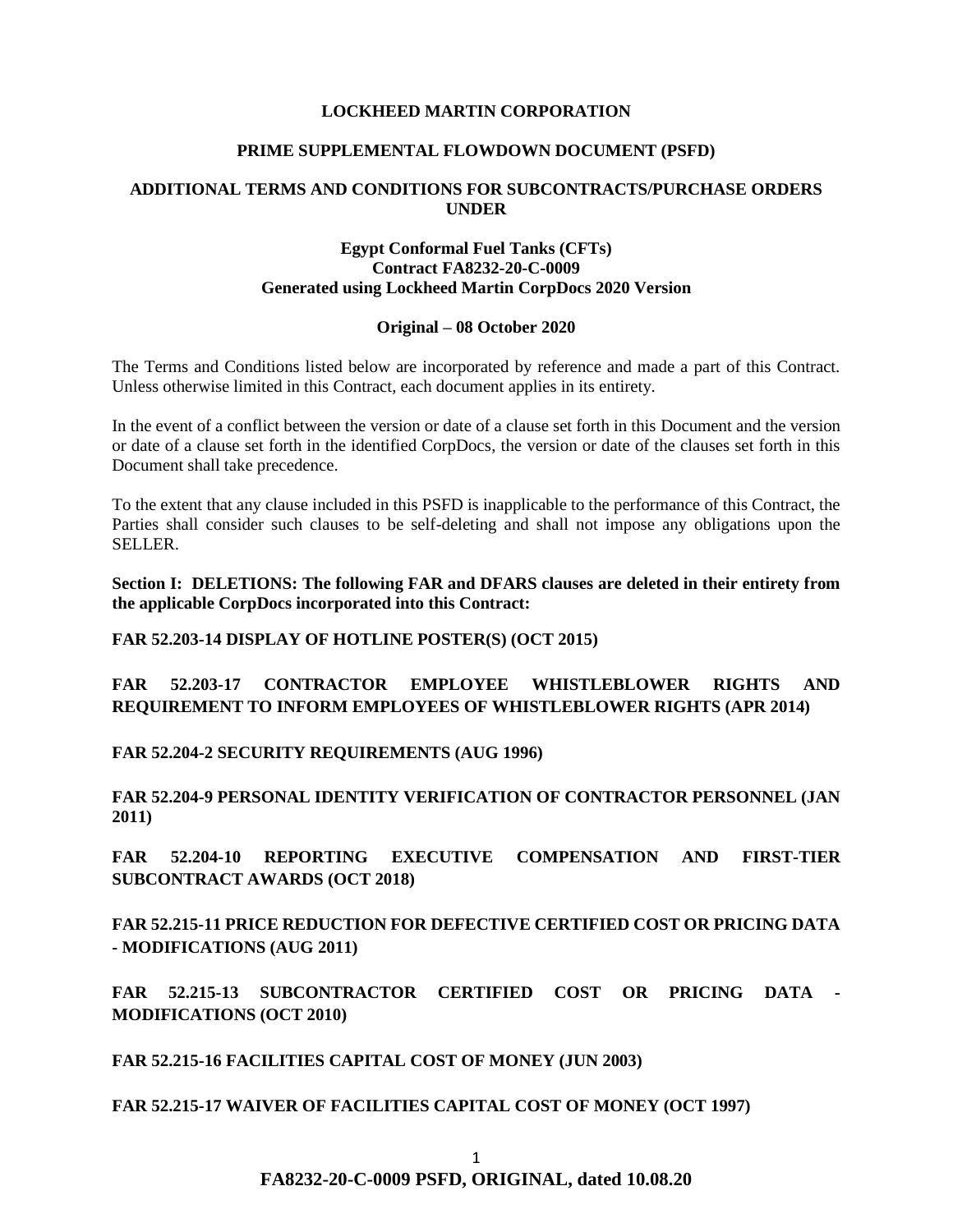**LOCKHEED MARTIN CORPORATION**

**PRIME SUPPLEMENTAL FLOWDOWN DOCUMENT (PSFD)**

**ADDITIONAL TERMS AND CONDITIONS FOR SUBCONTRACTS/PURCHASE ORDERS UNDER**

**Egypt Conformal Fuel Tanks (CFTs)**
**Contract FA8232-20-C-0009**
**Generated using Lockheed Martin CorpDocs 2020 Version**

**Original – 08 October 2020**

The Terms and Conditions listed below are incorporated by reference and made a part of this Contract. Unless otherwise limited in this Contract, each document applies in its entirety.

In the event of a conflict between the version or date of a clause set forth in this Document and the version or date of a clause set forth in the identified CorpDocs, the version or date of the clauses set forth in this Document shall take precedence.

To the extent that any clause included in this PSFD is inapplicable to the performance of this Contract, the Parties shall consider such clauses to be self-deleting and shall not impose any obligations upon the SELLER.

**Section I: DELETIONS: The following FAR and DFARS clauses are deleted in their entirety from the applicable CorpDocs incorporated into this Contract:**

**FAR 52.203-14 DISPLAY OF HOTLINE POSTER(S) (OCT 2015)**

**FAR 52.203-17 CONTRACTOR EMPLOYEE WHISTLEBLOWER RIGHTS AND REQUIREMENT TO INFORM EMPLOYEES OF WHISTLEBLOWER RIGHTS (APR 2014)**

**FAR 52.204-2 SECURITY REQUIREMENTS (AUG 1996)**

**FAR 52.204-9 PERSONAL IDENTITY VERIFICATION OF CONTRACTOR PERSONNEL (JAN 2011)**

**FAR 52.204-10 REPORTING EXECUTIVE COMPENSATION AND FIRST-TIER SUBCONTRACT AWARDS (OCT 2018)**

**FAR 52.215-11 PRICE REDUCTION FOR DEFECTIVE CERTIFIED COST OR PRICING DATA - MODIFICATIONS (AUG 2011)**

**FAR 52.215-13 SUBCONTRACTOR CERTIFIED COST OR PRICING DATA - MODIFICATIONS (OCT 2010)**

**FAR 52.215-16 FACILITIES CAPITAL COST OF MONEY (JUN 2003)**

**FAR 52.215-17 WAIVER OF FACILITIES CAPITAL COST OF MONEY (OCT 1997)**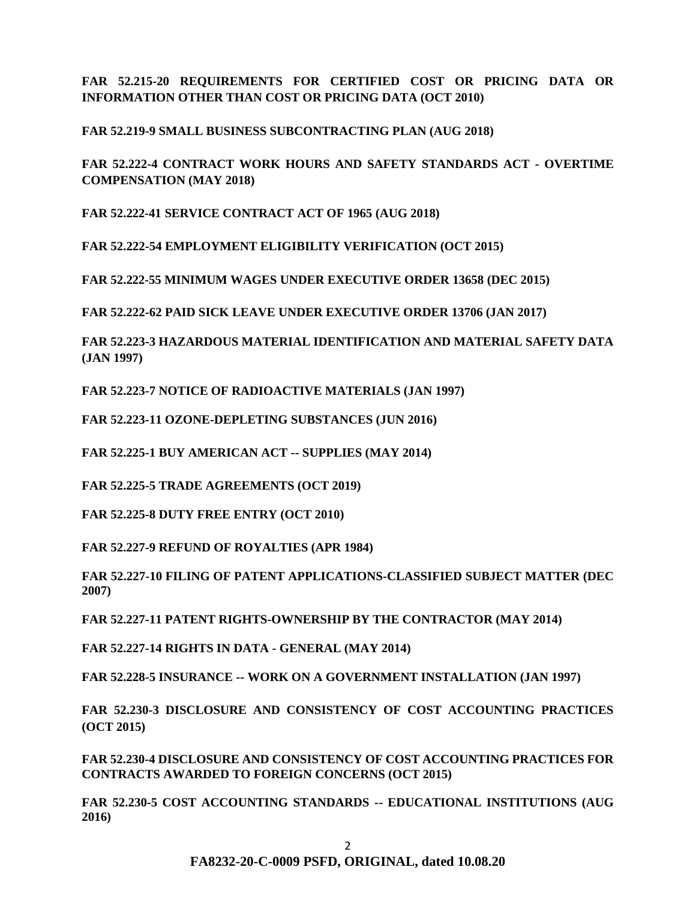**FAR 52.215-20 REQUIREMENTS FOR CERTIFIED COST OR PRICING DATA OR INFORMATION OTHER THAN COST OR PRICING DATA (OCT 2010)**

**FAR 52.219-9 SMALL BUSINESS SUBCONTRACTING PLAN (AUG 2018)**

**FAR 52.222-4 CONTRACT WORK HOURS AND SAFETY STANDARDS ACT - OVERTIME COMPENSATION (MAY 2018)**

**FAR 52.222-41 SERVICE CONTRACT ACT OF 1965 (AUG 2018)**

**FAR 52.222-54 EMPLOYMENT ELIGIBILITY VERIFICATION (OCT 2015)**

**FAR 52.222-55 MINIMUM WAGES UNDER EXECUTIVE ORDER 13658 (DEC 2015)**

**FAR 52.222-62 PAID SICK LEAVE UNDER EXECUTIVE ORDER 13706 (JAN 2017)**

**FAR 52.223-3 HAZARDOUS MATERIAL IDENTIFICATION AND MATERIAL SAFETY DATA (JAN 1997)**

**FAR 52.223-7 NOTICE OF RADIOACTIVE MATERIALS (JAN 1997)**

**FAR 52.223-11 OZONE-DEPLETING SUBSTANCES (JUN 2016)**

**FAR 52.225-1 BUY AMERICAN ACT -- SUPPLIES (MAY 2014)**

**FAR 52.225-5 TRADE AGREEMENTS (OCT 2019)**

**FAR 52.225-8 DUTY FREE ENTRY (OCT 2010)**

**FAR 52.227-9 REFUND OF ROYALTIES (APR 1984)**

**FAR 52.227-10 FILING OF PATENT APPLICATIONS-CLASSIFIED SUBJECT MATTER (DEC 2007)**

**FAR 52.227-11 PATENT RIGHTS-OWNERSHIP BY THE CONTRACTOR (MAY 2014)**

**FAR 52.227-14 RIGHTS IN DATA - GENERAL (MAY 2014)**

**FAR 52.228-5 INSURANCE -- WORK ON A GOVERNMENT INSTALLATION (JAN 1997)**

**FAR 52.230-3 DISCLOSURE AND CONSISTENCY OF COST ACCOUNTING PRACTICES (OCT 2015)**

**FAR 52.230-4 DISCLOSURE AND CONSISTENCY OF COST ACCOUNTING PRACTICES FOR CONTRACTS AWARDED TO FOREIGN CONCERNS (OCT 2015)**

**FAR 52.230-5 COST ACCOUNTING STANDARDS -- EDUCATIONAL INSTITUTIONS (AUG 2016)**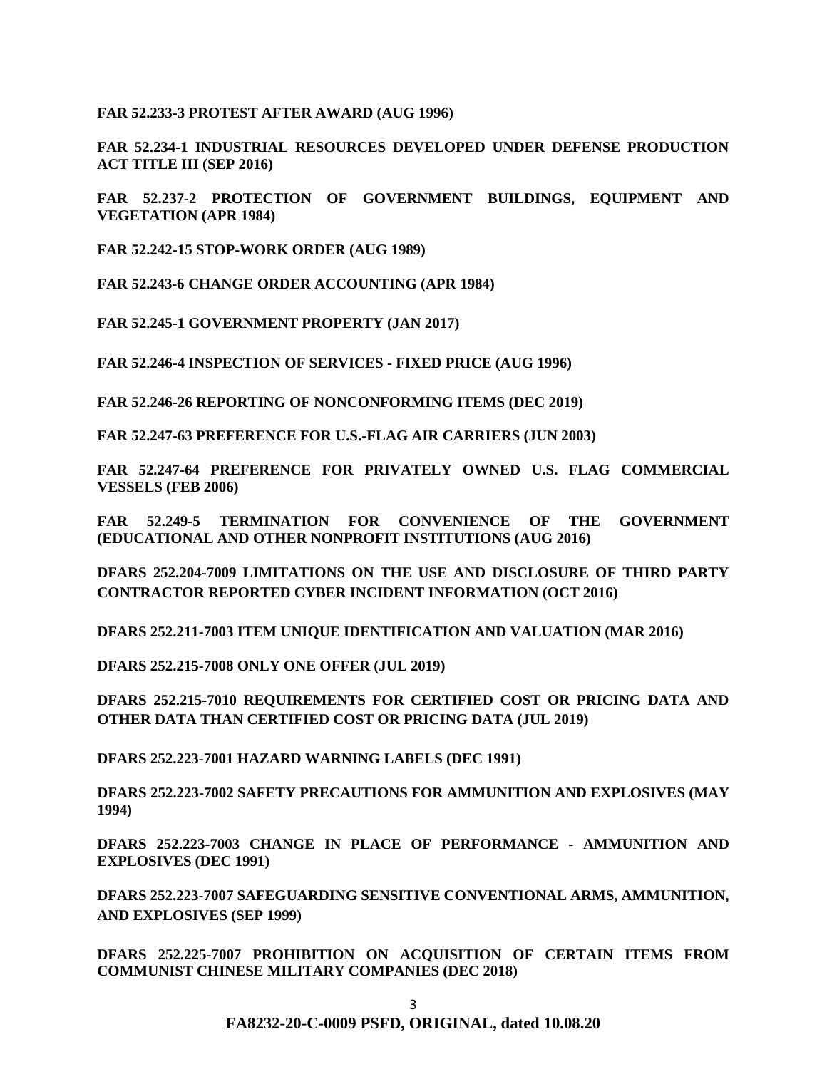**FAR 52.233-3 PROTEST AFTER AWARD (AUG 1996)**

**FAR 52.234-1 INDUSTRIAL RESOURCES DEVELOPED UNDER DEFENSE PRODUCTION ACT TITLE III (SEP 2016)**

**FAR 52.237-2 PROTECTION OF GOVERNMENT BUILDINGS, EQUIPMENT AND VEGETATION (APR 1984)**

**FAR 52.242-15 STOP-WORK ORDER (AUG 1989)**

**FAR 52.243-6 CHANGE ORDER ACCOUNTING (APR 1984)**

**FAR 52.245-1 GOVERNMENT PROPERTY (JAN 2017)**

**FAR 52.246-4 INSPECTION OF SERVICES - FIXED PRICE (AUG 1996)**

**FAR 52.246-26 REPORTING OF NONCONFORMING ITEMS (DEC 2019)**

**FAR 52.247-63 PREFERENCE FOR U.S.-FLAG AIR CARRIERS (JUN 2003)**

**FAR 52.247-64 PREFERENCE FOR PRIVATELY OWNED U.S. FLAG COMMERCIAL VESSELS (FEB 2006)**

**FAR 52.249-5 TERMINATION FOR CONVENIENCE OF THE GOVERNMENT (EDUCATIONAL AND OTHER NONPROFIT INSTITUTIONS (AUG 2016)**

**DFARS 252.204-7009 LIMITATIONS ON THE USE AND DISCLOSURE OF THIRD PARTY CONTRACTOR REPORTED CYBER INCIDENT INFORMATION (OCT 2016)**

**DFARS 252.211-7003 ITEM UNIQUE IDENTIFICATION AND VALUATION (MAR 2016)**

**DFARS 252.215-7008 ONLY ONE OFFER (JUL 2019)**

**DFARS 252.215-7010 REQUIREMENTS FOR CERTIFIED COST OR PRICING DATA AND OTHER DATA THAN CERTIFIED COST OR PRICING DATA (JUL 2019)**

**DFARS 252.223-7001 HAZARD WARNING LABELS (DEC 1991)**

**DFARS 252.223-7002 SAFETY PRECAUTIONS FOR AMMUNITION AND EXPLOSIVES (MAY 1994)**

**DFARS 252.223-7003 CHANGE IN PLACE OF PERFORMANCE - AMMUNITION AND EXPLOSIVES (DEC 1991)**

**DFARS 252.223-7007 SAFEGUARDING SENSITIVE CONVENTIONAL ARMS, AMMUNITION, AND EXPLOSIVES (SEP 1999)**

**DFARS 252.225-7007 PROHIBITION ON ACQUISITION OF CERTAIN ITEMS FROM COMMUNIST CHINESE MILITARY COMPANIES (DEC 2018)**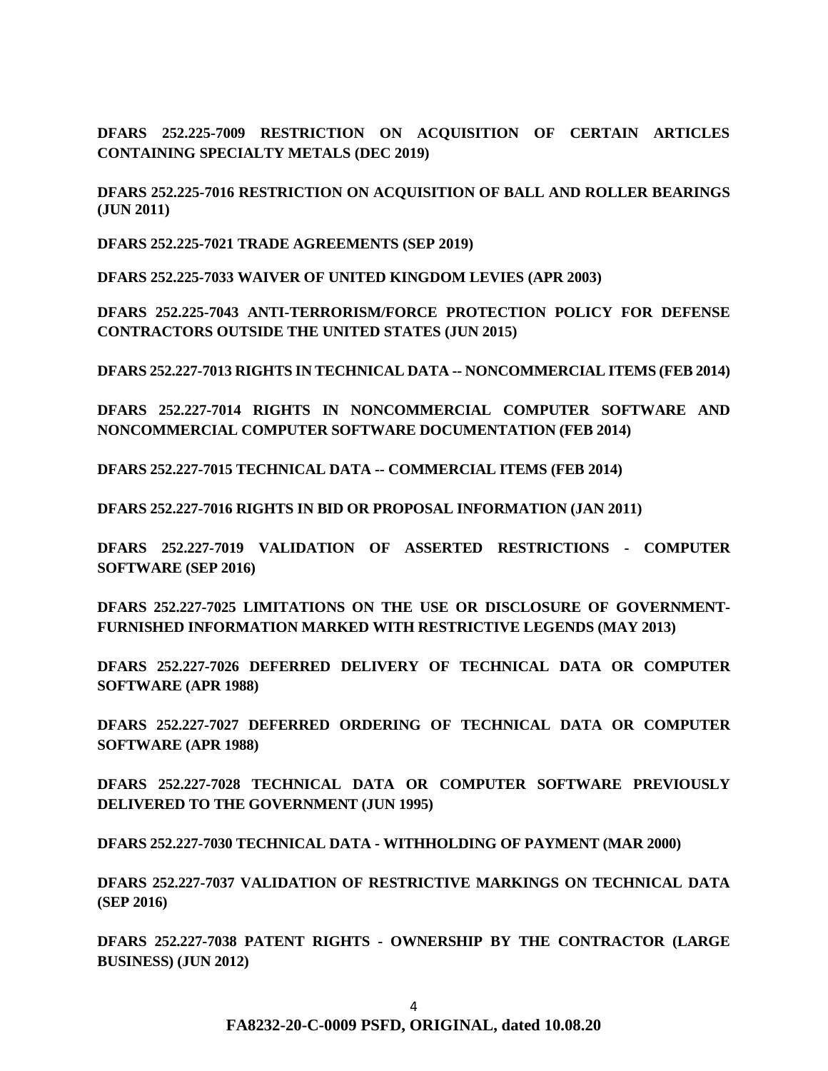**DFARS 252.225-7009 RESTRICTION ON ACQUISITION OF CERTAIN ARTICLES CONTAINING SPECIALTY METALS (DEC 2019)**

**DFARS 252.225-7016 RESTRICTION ON ACQUISITION OF BALL AND ROLLER BEARINGS (JUN 2011)**

**DFARS 252.225-7021 TRADE AGREEMENTS (SEP 2019)**

**DFARS 252.225-7033 WAIVER OF UNITED KINGDOM LEVIES (APR 2003)**

**DFARS 252.225-7043 ANTI-TERRORISM/FORCE PROTECTION POLICY FOR DEFENSE CONTRACTORS OUTSIDE THE UNITED STATES (JUN 2015)**

**DFARS 252.227-7013 RIGHTS IN TECHNICAL DATA -- NONCOMMERCIAL ITEMS (FEB 2014)**

**DFARS 252.227-7014 RIGHTS IN NONCOMMERCIAL COMPUTER SOFTWARE AND NONCOMMERCIAL COMPUTER SOFTWARE DOCUMENTATION (FEB 2014)**

**DFARS 252.227-7015 TECHNICAL DATA -- COMMERCIAL ITEMS (FEB 2014)**

**DFARS 252.227-7016 RIGHTS IN BID OR PROPOSAL INFORMATION (JAN 2011)**

**DFARS 252.227-7019 VALIDATION OF ASSERTED RESTRICTIONS - COMPUTER SOFTWARE (SEP 2016)**

**DFARS 252.227-7025 LIMITATIONS ON THE USE OR DISCLOSURE OF GOVERNMENT-FURNISHED INFORMATION MARKED WITH RESTRICTIVE LEGENDS (MAY 2013)**

**DFARS 252.227-7026 DEFERRED DELIVERY OF TECHNICAL DATA OR COMPUTER SOFTWARE (APR 1988)**

**DFARS 252.227-7027 DEFERRED ORDERING OF TECHNICAL DATA OR COMPUTER SOFTWARE (APR 1988)**

**DFARS 252.227-7028 TECHNICAL DATA OR COMPUTER SOFTWARE PREVIOUSLY DELIVERED TO THE GOVERNMENT (JUN 1995)**

**DFARS 252.227-7030 TECHNICAL DATA - WITHHOLDING OF PAYMENT (MAR 2000)**

**DFARS 252.227-7037 VALIDATION OF RESTRICTIVE MARKINGS ON TECHNICAL DATA (SEP 2016)**

**DFARS 252.227-7038 PATENT RIGHTS - OWNERSHIP BY THE CONTRACTOR (LARGE BUSINESS) (JUN 2012)**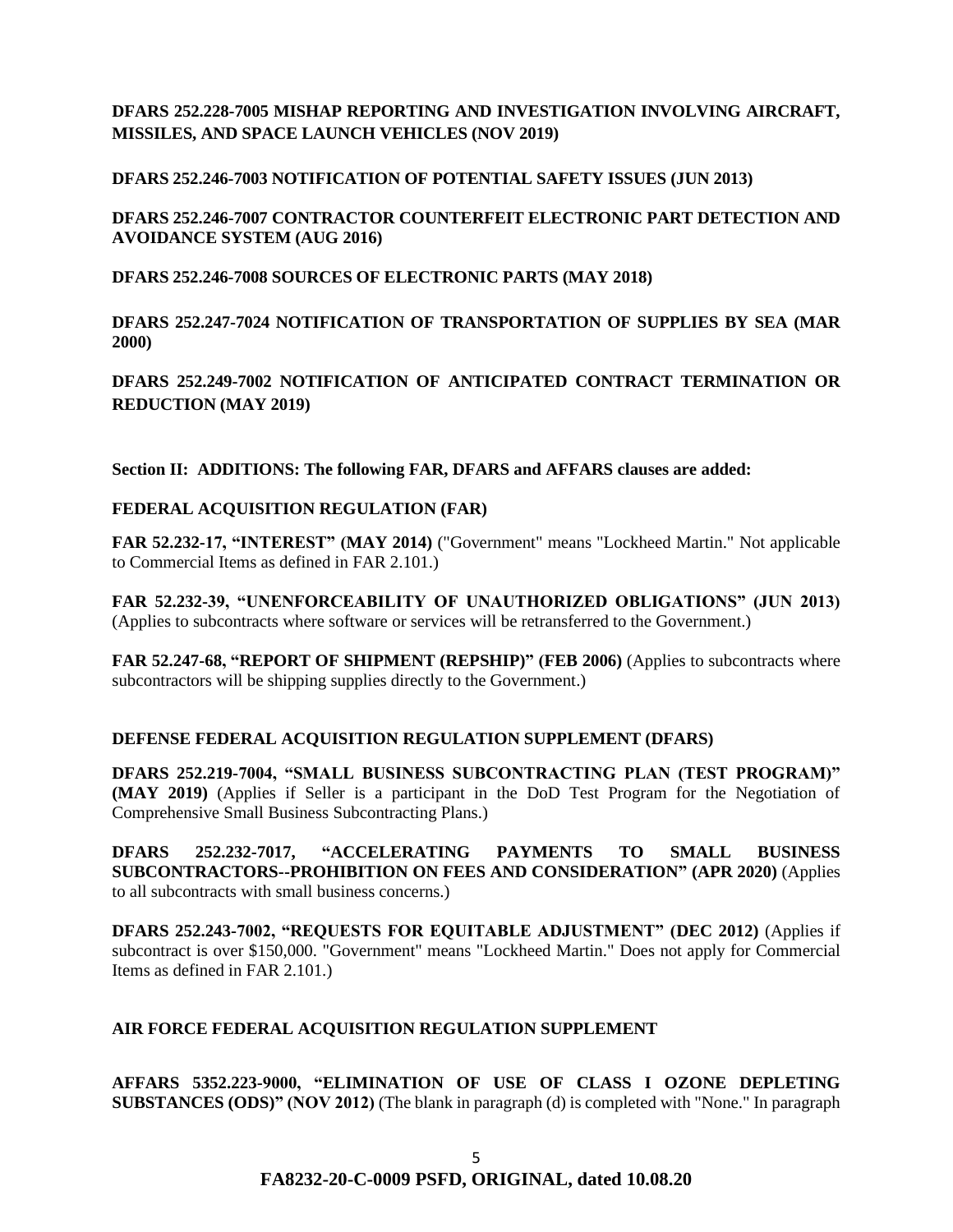**DFARS 252.228-7005 MISHAP REPORTING AND INVESTIGATION INVOLVING AIRCRAFT, MISSILES, AND SPACE LAUNCH VEHICLES (NOV 2019)**

**DFARS 252.246-7003 NOTIFICATION OF POTENTIAL SAFETY ISSUES (JUN 2013)**

**DFARS 252.246-7007 CONTRACTOR COUNTERFEIT ELECTRONIC PART DETECTION AND AVOIDANCE SYSTEM (AUG 2016)**

**DFARS 252.246-7008 SOURCES OF ELECTRONIC PARTS (MAY 2018)**

**DFARS 252.247-7024 NOTIFICATION OF TRANSPORTATION OF SUPPLIES BY SEA (MAR 2000)**

**DFARS 252.249-7002 NOTIFICATION OF ANTICIPATED CONTRACT TERMINATION OR REDUCTION (MAY 2019)**

**Section II: ADDITIONS: The following FAR, DFARS and AFFARS clauses are added:**

**FEDERAL ACQUISITION REGULATION (FAR)**

**FAR 52.232-17, "INTEREST" (MAY 2014)** ("Government" means "Lockheed Martin." Not applicable to Commercial Items as defined in FAR 2.101.)

**FAR 52.232-39, "UNENFORCEABILITY OF UNAUTHORIZED OBLIGATIONS" (JUN 2013)** (Applies to subcontracts where software or services will be retransferred to the Government.)

**FAR 52.247-68, "REPORT OF SHIPMENT (REPSHIP)" (FEB 2006)** (Applies to subcontracts where subcontractors will be shipping supplies directly to the Government.)

**DEFENSE FEDERAL ACQUISITION REGULATION SUPPLEMENT (DFARS)**

**DFARS 252.219-7004, "SMALL BUSINESS SUBCONTRACTING PLAN (TEST PROGRAM)" (MAY 2019)** (Applies if Seller is a participant in the DoD Test Program for the Negotiation of Comprehensive Small Business Subcontracting Plans.)

**DFARS 252.232-7017, "ACCELERATING PAYMENTS TO SMALL BUSINESS SUBCONTRACTORS--PROHIBITION ON FEES AND CONSIDERATION" (APR 2020)** (Applies to all subcontracts with small business concerns.)

**DFARS 252.243-7002, "REQUESTS FOR EQUITABLE ADJUSTMENT" (DEC 2012)** (Applies if subcontract is over $150,000. "Government" means "Lockheed Martin." Does not apply for Commercial Items as defined in FAR 2.101.)

**AIR FORCE FEDERAL ACQUISITION REGULATION SUPPLEMENT**

**AFFARS 5352.223-9000, "ELIMINATION OF USE OF CLASS I OZONE DEPLETING SUBSTANCES (ODS)" (NOV 2012)** (The blank in paragraph (d) is completed with "None." In paragraph

**FA8232-20-C-0009 PSFD, ORIGINAL, dated 10.08.20**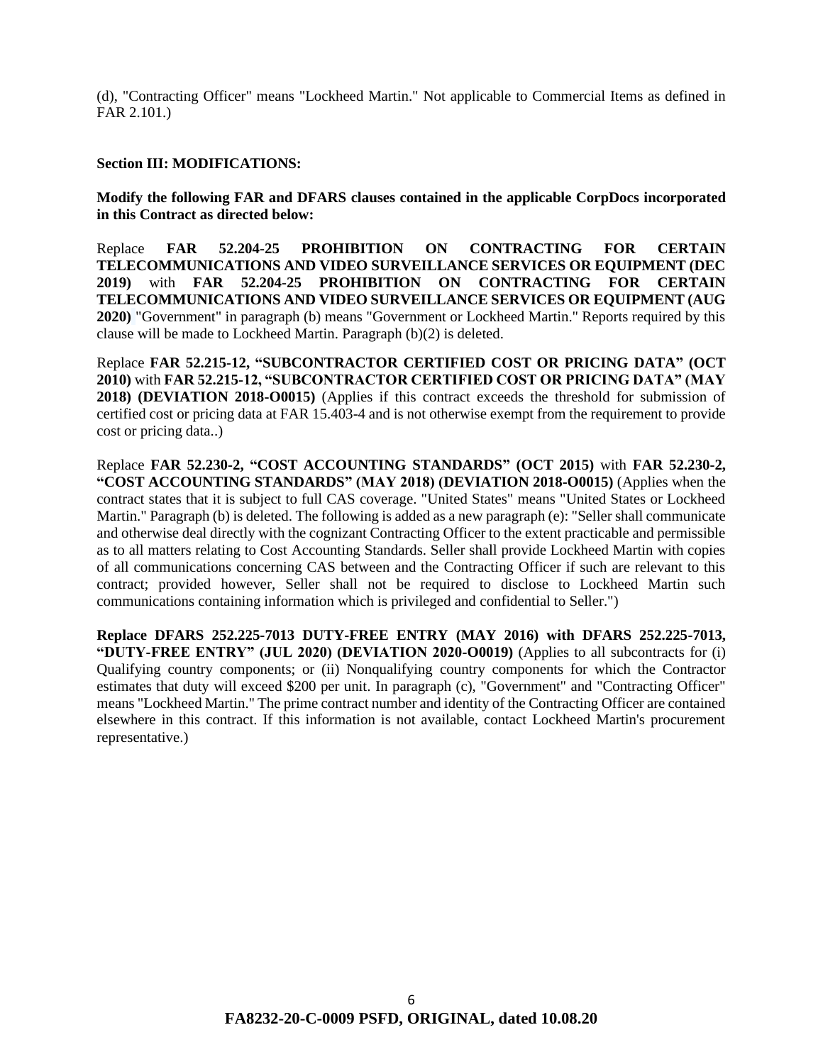(d), "Contracting Officer" means "Lockheed Martin." Not applicable to Commercial Items as defined in FAR 2.101.)

**Section III: MODIFICATIONS:**

**Modify the following FAR and DFARS clauses contained in the applicable CorpDocs incorporated in this Contract as directed below:**

Replace **FAR 52.204-25 PROHIBITION ON CONTRACTING FOR CERTAIN TELECOMMUNICATIONS AND VIDEO SURVEILLANCE SERVICES OR EQUIPMENT (DEC 2019)** with **FAR 52.204-25 PROHIBITION ON CONTRACTING FOR CERTAIN TELECOMMUNICATIONS AND VIDEO SURVEILLANCE SERVICES OR EQUIPMENT (AUG 2020)** "Government" in paragraph (b) means "Government or Lockheed Martin." Reports required by this clause will be made to Lockheed Martin. Paragraph (b)(2) is deleted.

Replace **FAR 52.215-12, "SUBCONTRACTOR CERTIFIED COST OR PRICING DATA" (OCT 2010)** with **FAR 52.215-12, "SUBCONTRACTOR CERTIFIED COST OR PRICING DATA" (MAY 2018) (DEVIATION 2018-O0015)** (Applies if this contract exceeds the threshold for submission of certified cost or pricing data at FAR 15.403-4 and is not otherwise exempt from the requirement to provide cost or pricing data..)

Replace **FAR 52.230-2, "COST ACCOUNTING STANDARDS" (OCT 2015)** with **FAR 52.230-2, "COST ACCOUNTING STANDARDS" (MAY 2018) (DEVIATION 2018-O0015)** (Applies when the contract states that it is subject to full CAS coverage. "United States" means "United States or Lockheed Martin." Paragraph (b) is deleted. The following is added as a new paragraph (e): "Seller shall communicate and otherwise deal directly with the cognizant Contracting Officer to the extent practicable and permissible as to all matters relating to Cost Accounting Standards. Seller shall provide Lockheed Martin with copies of all communications concerning CAS between and the Contracting Officer if such are relevant to this contract; provided however, Seller shall not be required to disclose to Lockheed Martin such communications containing information which is privileged and confidential to Seller.")

**Replace DFARS 252.225-7013 DUTY-FREE ENTRY (MAY 2016) with DFARS 252.225-7013, "DUTY-FREE ENTRY" (JUL 2020) (DEVIATION 2020-O0019)** (Applies to all subcontracts for (i) Qualifying country components; or (ii) Nonqualifying country components for which the Contractor estimates that duty will exceed $200 per unit. In paragraph (c), "Government" and "Contracting Officer" means "Lockheed Martin." The prime contract number and identity of the Contracting Officer are contained elsewhere in this contract. If this information is not available, contact Lockheed Martin's procurement representative.)